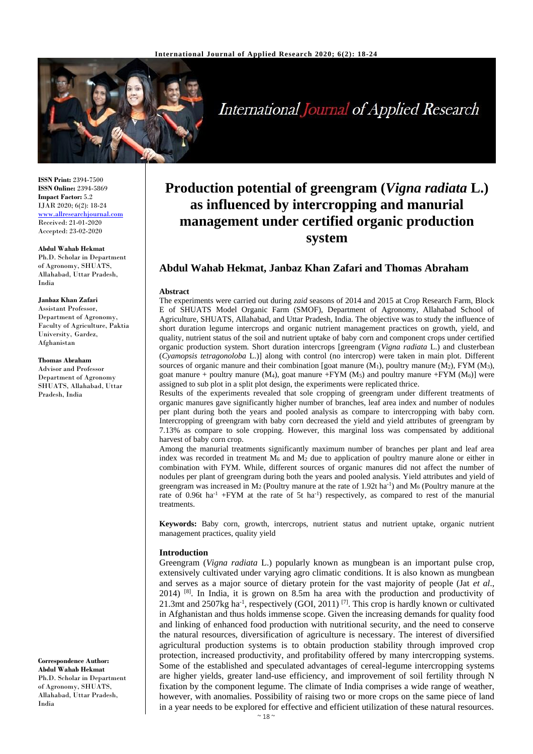**ISSN Print:** 2394-7500
**ISSN Online:** 2394-5869
**Impact Factor:** 5.2
IJAR 2020; 6(2): 18-24
www.allresearchjournal.com
Received: 21-01-2020
Accepted: 23-02-2020

**Abdul Wahab Hekmat**
Ph.D. Scholar in Department of Agronomy, SHUATS, Allahabad, Uttar Pradesh, India

**Janbaz Khan Zafari**
Assistant Professor, Department of Agronomy, Faculty of Agriculture, Paktia University, Gardez, Afghanistan

**Thomas Abraham**
Advisor and Professor Department of Agronomy SHUATS, Allahabad, Uttar Pradesh, India

**Correspondence Author:**
**Abdul Wahab Hekmat**
Ph.D. Scholar in Department of Agronomy, SHUATS, Allahabad, Uttar Pradesh, India

# Production potential of greengram (*Vigna radiata* L.) as influenced by intercropping and manurial management under certified organic production system

## Abdul Wahab Hekmat, Janbaz Khan Zafari and Thomas Abraham

### Abstract

The experiments were carried out during *zaid* seasons of 2014 and 2015 at Crop Research Farm, Block E of SHUATS Model Organic Farm (SMOF), Department of Agronomy, Allahabad School of Agriculture, SHUATS, Allahabad, and Uttar Pradesh, India. The objective was to study the influence of short duration legume intercrops and organic nutrient management practices on growth, yield, and quality, nutrient status of the soil and nutrient uptake of baby corn and component crops under certified organic production system. Short duration intercrops [greengram (*Vigna radiata* L.) and clusterbean (*Cyamopsis tetragonoloba* L.)] along with control (no intercrop) were taken in main plot. Different sources of organic manure and their combination [goat manure ($M_1$), poultry manure ($M_2$), FYM ($M_3$), goat manure + poultry manure ($M_4$), goat manure +FYM ($M_5$) and poultry manure +FYM ($M_6$)] were assigned to sub plot in a split plot design, the experiments were replicated thrice.

Results of the experiments revealed that sole cropping of greengram under different treatments of organic manures gave significantly higher number of branches, leaf area index and number of nodules per plant during both the years and pooled analysis as compare to intercropping with baby corn. Intercropping of greengram with baby corn decreased the yield and yield attributes of greengram by 7.13% as compare to sole cropping. However, this marginal loss was compensated by additional harvest of baby corn crop.

Among the manurial treatments significantly maximum number of branches per plant and leaf area index was recorded in treatment $M_6$ and $M_2$ due to application of poultry manure alone or either in combination with FYM. While, different sources of organic manures did not affect the number of nodules per plant of greengram during both the years and pooled analysis. Yield attributes and yield of greengram was increased in $M_2$ (Poultry manure at the rate of 1.92t ha$^{-1}$) and $M_6$ (Poultry manure at the rate of 0.96t ha$^{-1}$ +FYM at the rate of 5t ha$^{-1}$) respectively, as compared to rest of the manurial treatments.

**Keywords:** Baby corn, growth, intercrops, nutrient status and nutrient uptake, organic nutrient management practices, quality yield

### Introduction

Greengram (*Vigna radiata* L.) popularly known as mungbean is an important pulse crop, extensively cultivated under varying agro climatic conditions. It is also known as mungbean and serves as a major source of dietary protein for the vast majority of people (Jat *et al*., 2014) [8]. In India, it is grown on 8.5m ha area with the production and productivity of 21.3mt and 2507kg ha$^{-1}$, respectively (GOI, 2011) [7]. This crop is hardly known or cultivated in Afghanistan and thus holds immense scope. Given the increasing demands for quality food and linking of enhanced food production with nutritional security, and the need to conserve the natural resources, diversification of agriculture is necessary. The interest of diversified agricultural production systems is to obtain production stability through improved crop protection, increased productivity, and profitability offered by many intercropping systems. Some of the established and speculated advantages of cereal-legume intercropping systems are higher yields, greater land-use efficiency, and improvement of soil fertility through N fixation by the component legume. The climate of India comprises a wide range of weather, however, with anomalies. Possibility of raising two or more crops on the same piece of land in a year needs to be explored for effective and efficient utilization of these natural resources.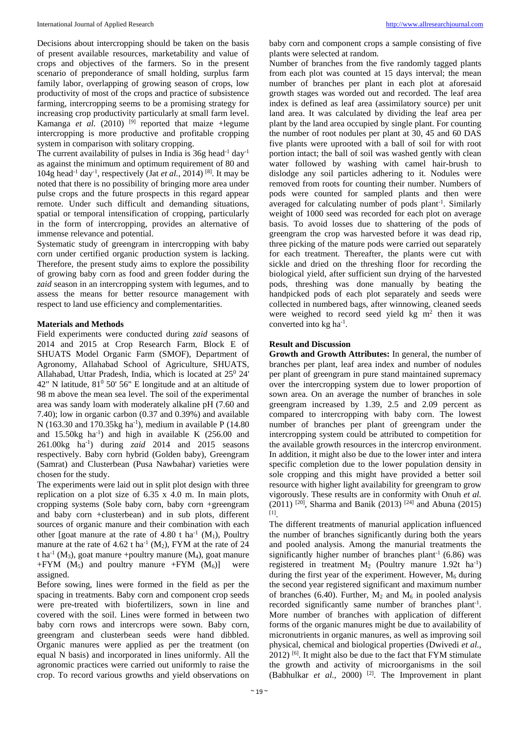Decisions about intercropping should be taken on the basis of present available resources, marketability and value of crops and objectives of the farmers. So in the present scenario of preponderance of small holding, surplus farm family labor, overlapping of growing season of crops, low productivity of most of the crops and practice of subsistence farming, intercropping seems to be a promising strategy for increasing crop productivity particularly at small farm level. Kamanga *et al.* (2010) [9] reported that maize +legume intercropping is more productive and profitable cropping system in comparison with solitary cropping.

The current availability of pulses in India is 36g head$^{-1}$ day$^{-1}$ as against the minimum and optimum requirement of 80 and 104g head$^{-1}$ day$^{-1}$, respectively (Jat *et al.,* 2014) [8]. It may be noted that there is no possibility of bringing more area under pulse crops and the future prospects in this regard appear remote. Under such difficult and demanding situations, spatial or temporal intensification of cropping, particularly in the form of intercropping, provides an alternative of immense relevance and potential.

Systematic study of greengram in intercropping with baby corn under certified organic production system is lacking. Therefore, the present study aims to explore the possibility of growing baby corn as food and green fodder during the *zaid* season in an intercropping system with legumes, and to assess the means for better resource management with respect to land use efficiency and complementarities.

## Materials and Methods

Field experiments were conducted during *zaid* seasons of 2014 and 2015 at Crop Research Farm, Block E of SHUATS Model Organic Farm (SMOF), Department of Agronomy, Allahabad School of Agriculture, SHUATS, Allahabad, Uttar Pradesh, India, which is located at $25^0$ 24' 42" N latitude, $81^0$ 50' 56" E longitude and at an altitude of 98 m above the mean sea level. The soil of the experimental area was sandy loam with moderately alkaline pH (7.60 and 7.40); low in organic carbon (0.37 and 0.39%) and available N (163.30 and 170.35kg ha$^{-1}$), medium in available P (14.80 and 15.50kg ha$^{-1}$) and high in available K (256.00 and 261.00kg ha$^{-1}$) during *zaid* 2014 and 2015 seasons respectively. Baby corn hybrid (Golden baby), Greengram (Samrat) and Clusterbean (Pusa Nawbahar) varieties were chosen for the study.

The experiments were laid out in split plot design with three replication on a plot size of 6.35 x 4.0 m. In main plots, cropping systems (Sole baby corn, baby corn +greengram and baby corn +clusterbean) and in sub plots, different sources of organic manure and their combination with each other [goat manure at the rate of 4.80 t ha$^{-1}$ ($M_1$), Poultry manure at the rate of 4.62 t ha$^{-1}$ ($M_2$), FYM at the rate of 24 t ha$^{-1}$ ($M_3$), goat manure +poultry manure ($M_4$), goat manure +FYM ($M_5$) and poultry manure +FYM ($M_6$)] were assigned.

Before sowing, lines were formed in the field as per the spacing in treatments. Baby corn and component crop seeds were pre-treated with biofertilizers, sown in line and covered with the soil. Lines were formed in between two baby corn rows and intercrops were sown. Baby corn, greengram and clusterbean seeds were hand dibbled. Organic manures were applied as per the treatment (on equal N basis) and incorporated in lines uniformly. All the agronomic practices were carried out uniformly to raise the crop. To record various growths and yield observations on baby corn and component crops a sample consisting of five plants were selected at random.

Number of branches from the five randomly tagged plants from each plot was counted at 15 days interval; the mean number of branches per plant in each plot at aforesaid growth stages was worded out and recorded. The leaf area index is defined as leaf area (assimilatory source) per unit land area. It was calculated by dividing the leaf area per plant by the land area occupied by single plant. For counting the number of root nodules per plant at 30, 45 and 60 DAS five plants were uprooted with a ball of soil for with root portion intact; the ball of soil was washed gently with clean water followed by washing with camel hair-brush to dislodge any soil particles adhering to it. Nodules were removed from roots for counting their number. Numbers of pods were counted for sampled plants and then were averaged for calculating number of pods plant$^{-1}$. Similarly weight of 1000 seed was recorded for each plot on average basis. To avoid losses due to shattering of the pods of greengram the crop was harvested before it was dead rip, three picking of the mature pods were carried out separately for each treatment. Thereafter, the plants were cut with sickle and dried on the threshing floor for recording the biological yield, after sufficient sun drying of the harvested pods, threshing was done manually by beating the handpicked pods of each plot separately and seeds were collected in numbered bags, after winnowing, cleaned seeds were weighed to record seed yield kg m$^2$ then it was converted into kg ha$^{-1}$.

## Result and Discussion

**Growth and Growth Attributes:** In general, the number of branches per plant, leaf area index and number of nodules per plant of greengram in pure stand maintained supremacy over the intercropping system due to lower proportion of sown area. On an average the number of branches in sole greengram increased by 1.39, 2.5 and 2.09 percent as compared to intercropping with baby corn. The lowest number of branches per plant of greengram under the intercropping system could be attributed to competition for the available growth resources in the intercrop environment. In addition, it might also be due to the lower inter and intera specific completion due to the lower population density in sole cropping and this might have provided a better soil resource with higher light availability for greengram to grow vigorously. These results are in conformity with Onuh *et al.* (2011) [20], Sharma and Banik (2013) [24] and Abuna (2015) [1].

The different treatments of manurial application influenced the number of branches significantly during both the years and pooled analysis. Among the manurial treatments the significantly higher number of branches plant$^{-1}$ (6.86) was registered in treatment $M_2$ (Poultry manure 1.92t ha$^{-1}$) during the first year of the experiment. However, $M_6$ during the second year registered significant and maximum number of branches (6.40). Further, $M_2$ and $M_6$ in pooled analysis recorded significantly same number of branches plant$^{-1}$. More number of branches with application of different forms of the organic manures might be due to availability of micronutrients in organic manures, as well as improving soil physical, chemical and biological properties (Dwivedi *et al.,* 2012) [6]. It might also be due to the fact that FYM stimulate the growth and activity of microorganisms in the soil (Babhulkar *et al.,* 2000) [2]. The Improvement in plant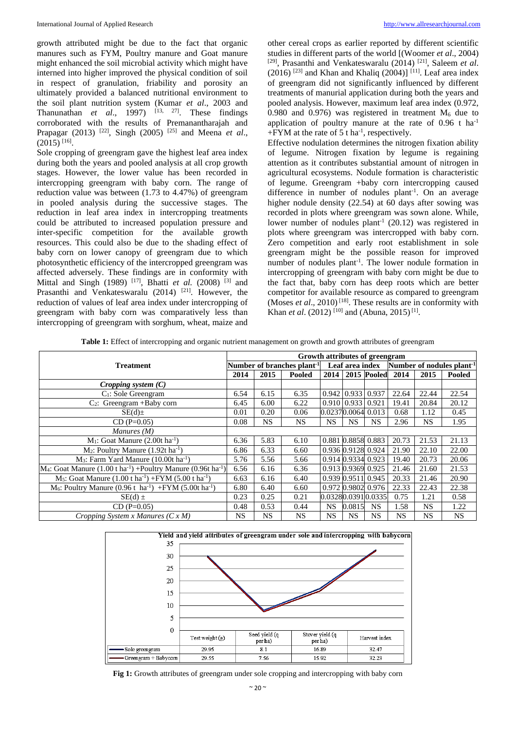growth attributed might be due to the fact that organic manures such as FYM, Poultry manure and Goat manure might enhanced the soil microbial activity which might have interned into higher improved the physical condition of soil in respect of granulation, friability and porosity an ultimately provided a balanced nutritional environment to the soil plant nutrition system (Kumar *et al*., 2003 and Thanunathan *et al*., 1997) [13, 27]. These findings corroborated with the results of Premanantharajah and Prapagar (2013) [22], Singh (2005) [25] and Meena *et al*., (2015) [16].

Sole cropping of greengram gave the highest leaf area index during both the years and pooled analysis at all crop growth stages. However, the lower value has been recorded in intercropping greengram with baby corn. The range of reduction value was between (1.73 to 4.47%) of greengram in pooled analysis during the successive stages. The reduction in leaf area index in intercropping treatments could be attributed to increased population pressure and inter-specific competition for the available growth resources. This could also be due to the shading effect of baby corn on lower canopy of greengram due to which photosynthetic efficiency of the intercropped greengram was affected adversely. These findings are in conformity with Mittal and Singh (1989) [17], Bhatti *et al.* (2008) [3] and Prasanthi and Venkateswaralu (2014) [21]. However, the reduction of values of leaf area index under intercropping of greengram with baby corn was comparatively less than intercropping of greengram with sorghum, wheat, maize and other cereal crops as earlier reported by different scientific studies in different parts of the world [(Woomer *et al*., 2004) [29], Prasanthi and Venkateswaralu (2014) [21], Saleem *et al*. (2016) [23] and Khan and Khaliq (2004)] [11]. Leaf area index of greengram did not significantly influenced by different treatments of manurial application during both the years and pooled analysis. However, maximum leaf area index (0.972, 0.980 and 0.976) was registered in treatment $M_6$ due to application of poultry manure at the rate of 0.96 t ha$^{-1}$ +FYM at the rate of 5 t ha$^{-1}$, respectively.

Effective nodulation determines the nitrogen fixation ability of legume. Nitrogen fixation by legume is regaining attention as it contributes substantial amount of nitrogen in agricultural ecosystems. Nodule formation is characteristic of legume. Greengram +baby corn intercropping caused difference in number of nodules plant$^{-1}$. On an average higher nodule density (22.54) at 60 days after sowing was recorded in plots where greengram was sown alone. While, lower number of nodules plant$^{-1}$ (20.12) was registered in plots where greengram was intercropped with baby corn. Zero competition and early root establishment in sole greengram might be the possible reason for improved number of nodules plant$^{-1}$. The lower nodule formation in intercropping of greengram with baby corn might be due to the fact that, baby corn has deep roots which are better competitor for available resource as compared to greengram (Moses *et al*., 2010) [18]. These results are in conformity with Khan *et al*. (2012) [10] and (Abuna, 2015) [1].

**Table 1:** Effect of intercropping and organic nutrient management on growth and growth attributes of greengram

| Treatment | Growth attributes of greengram | | | | | | | | |
|---|---|---|---|---|---|---|---|---|---|
| | Number of branches plant$^{-1}$ | | | Leaf area index | | | Number of nodules plant$^{-1}$ | | |
| | 2014 | 2015 | Pooled | 2014 | 2015 | Pooled | 2014 | 2015 | Pooled |
| *Cropping system (C)* | | | | | | | | | |
| $C_1$: Sole Greengram | 6.54 | 6.15 | 6.35 | 0.942 | 0.933 | 0.937 | 22.64 | 22.44 | 22.54 |
| $C_2$: Greengram +Baby corn | 6.45 | 6.00 | 6.22 | 0.910 | 0.933 | 0.921 | 19.41 | 20.84 | 20.12 |
| SE(d)± | 0.01 | 0.20 | 0.06 | 0.0237 | 0.0064 | 0.013 | 0.68 | 1.12 | 0.45 |
| CD (P=0.05) | 0.08 | NS | NS | NS | NS | NS | 2.96 | NS | 1.95 |
| *Manures (M)* | | | | | | | | | |
| $M_1$: Goat Manure (2.00t ha$^{-1}$) | 6.36 | 5.83 | 6.10 | 0.881 | 0.8858 | 0.883 | 20.73 | 21.53 | 21.13 |
| $M_2$: Poultry Manure (1.92t ha$^{-1}$) | 6.86 | 6.33 | 6.60 | 0.936 | 0.9128 | 0.924 | 21.90 | 22.10 | 22.00 |
| $M_3$: Farm Yard Manure (10.00t ha$^{-1}$) | 5.76 | 5.56 | 5.66 | 0.914 | 0.9334 | 0.923 | 19.40 | 20.73 | 20.06 |
| $M_4$: Goat Manure (1.00 t ha$^{-1}$) +Poultry Manure (0.96t ha$^{-1}$) | 6.56 | 6.16 | 6.36 | 0.913 | 0.9369 | 0.925 | 21.46 | 21.60 | 21.53 |
| $M_5$: Goat Manure (1.00 t ha$^{-1}$) +FYM (5.00 t ha$^{-1}$) | 6.63 | 6.16 | 6.40 | 0.939 | 0.9511 | 0.945 | 20.33 | 21.46 | 20.90 |
| $M_6$: Poultry Manure (0.96 t ha$^{-1}$) +FYM (5.00t ha$^{-1}$) | 6.80 | 6.40 | 6.60 | 0.972 | 0.9802 | 0.976 | 22.33 | 22.43 | 22.38 |
| SE(d) ± | 0.23 | 0.25 | 0.21 | 0.0328 | 0.0391 | 0.0335 | 0.75 | 1.21 | 0.58 |
| CD (P=0.05) | 0.48 | 0.53 | 0.44 | NS | 0.0815 | NS | 1.58 | NS | 1.22 |
| *Cropping System x Manures (C x M)* | NS | NS | NS | NS | NS | NS | NS | NS | NS |

Yield and yield attributes of greengram under sole and intercropping with babycorn

| | Test weight (g) | Seed yield (q per ha) | Stover yield (q per ha) | Harvest index |
|---|---|---|---|---|
| Sole greengram | 29.95 | 8.1 | 16.89 | 32.47 |
| Greengram + Babycorn | 29.55 | 7.56 | 15.92 | 32.23 |

**Fig 1:** Growth attributes of greengram under sole cropping and intercropping with baby corn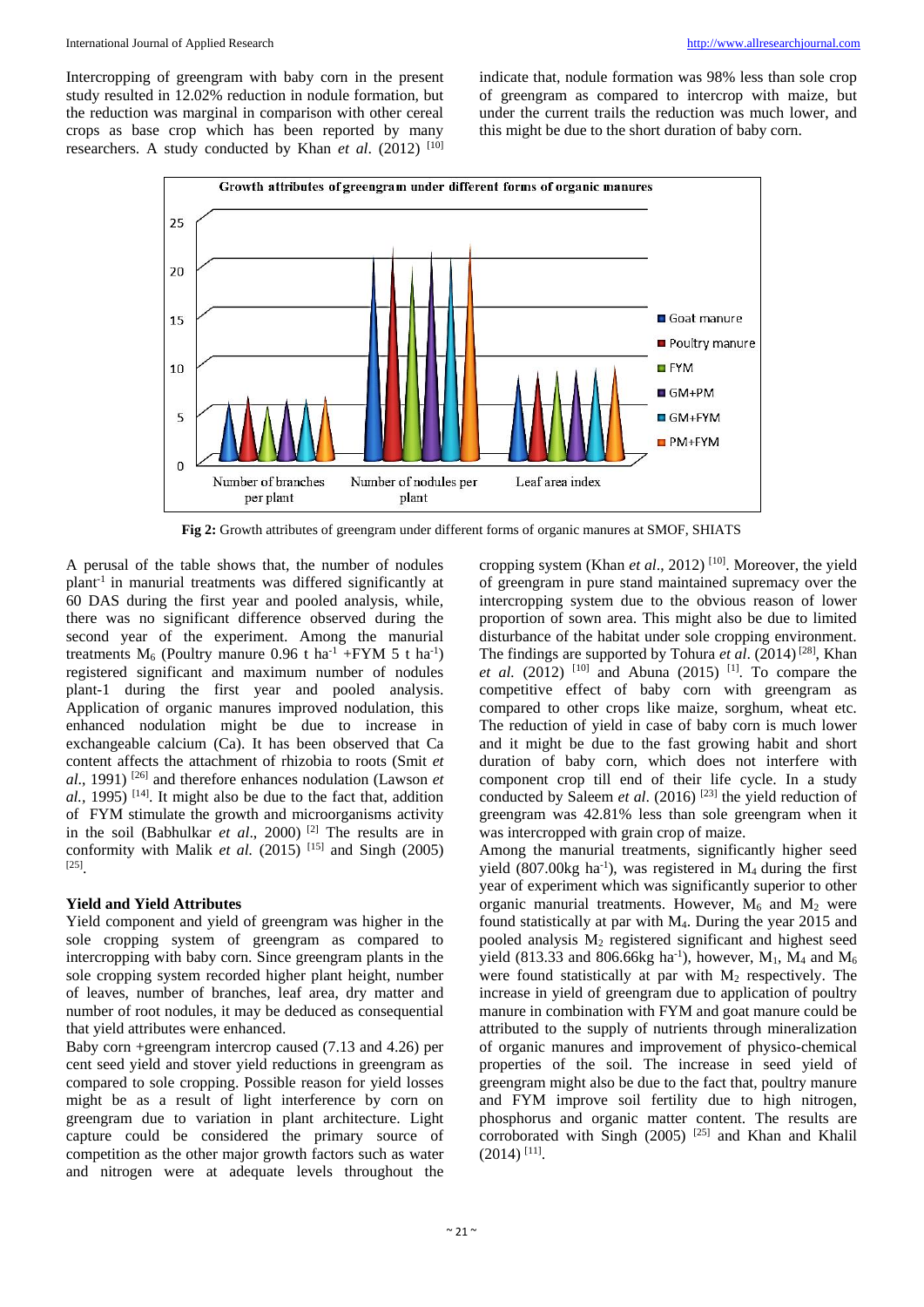Intercropping of greengram with baby corn in the present study resulted in 12.02% reduction in nodule formation, but the reduction was marginal in comparison with other cereal crops as base crop which has been reported by many researchers. A study conducted by Khan *et al*. (2012) [10] indicate that, nodule formation was 98% less than sole crop of greengram as compared to intercrop with maize, but under the current trails the reduction was much lower, and this might be due to the short duration of baby corn.

**Fig 2:** Growth attributes of greengram under different forms of organic manures at SMOF, SHIATS

A perusal of the table shows that, the number of nodules plant$^{-1}$ in manurial treatments was differed significantly at 60 DAS during the first year and pooled analysis, while, there was no significant difference observed during the second year of the experiment. Among the manurial treatments $M_6$ (Poultry manure 0.96 t ha$^{-1}$ +FYM 5 t ha$^{-1}$) registered significant and maximum number of nodules plant-1 during the first year and pooled analysis. Application of organic manures improved nodulation, this enhanced nodulation might be due to increase in exchangeable calcium (Ca). It has been observed that Ca content affects the attachment of rhizobia to roots (Smit *et al*., 1991) [26] and therefore enhances nodulation (Lawson *et al*., 1995) [14]. It might also be due to the fact that, addition of FYM stimulate the growth and microorganisms activity in the soil (Babhulkar *et al*., 2000) [2] The results are in conformity with Malik *et al.* (2015) [15] and Singh (2005) [25].

### Yield and Yield Attributes

Yield component and yield of greengram was higher in the sole cropping system of greengram as compared to intercropping with baby corn. Since greengram plants in the sole cropping system recorded higher plant height, number of leaves, number of branches, leaf area, dry matter and number of root nodules, it may be deduced as consequential that yield attributes were enhanced.

Baby corn +greengram intercrop caused (7.13 and 4.26) per cent seed yield and stover yield reductions in greengram as compared to sole cropping. Possible reason for yield losses might be as a result of light interference by corn on greengram due to variation in plant architecture. Light capture could be considered the primary source of competition as the other major growth factors such as water and nitrogen were at adequate levels throughout the cropping system (Khan *et al*., 2012) [10]. Moreover, the yield of greengram in pure stand maintained supremacy over the intercropping system due to the obvious reason of lower proportion of sown area. This might also be due to limited disturbance of the habitat under sole cropping environment. The findings are supported by Tohura *et al*. (2014) [28], Khan *et al.* (2012) [10] and Abuna (2015) [1]. To compare the competitive effect of baby corn with greengram as compared to other crops like maize, sorghum, wheat etc. The reduction of yield in case of baby corn is much lower and it might be due to the fast growing habit and short duration of baby corn, which does not interfere with component crop till end of their life cycle. In a study conducted by Saleem *et al*. (2016) [23] the yield reduction of greengram was 42.81% less than sole greengram when it was intercropped with grain crop of maize.

Among the manurial treatments, significantly higher seed yield (807.00kg ha$^{-1}$), was registered in $M_4$ during the first year of experiment which was significantly superior to other organic manurial treatments. However, $M_6$ and $M_2$ were found statistically at par with $M_4$. During the year 2015 and pooled analysis $M_2$ registered significant and highest seed yield (813.33 and 806.66kg ha$^{-1}$), however, $M_1$, $M_4$ and $M_6$ were found statistically at par with $M_2$ respectively. The increase in yield of greengram due to application of poultry manure in combination with FYM and goat manure could be attributed to the supply of nutrients through mineralization of organic manures and improvement of physico-chemical properties of the soil. The increase in seed yield of greengram might also be due to the fact that, poultry manure and FYM improve soil fertility due to high nitrogen, phosphorus and organic matter content. The results are corroborated with Singh (2005) [25] and Khan and Khalil (2014) [11].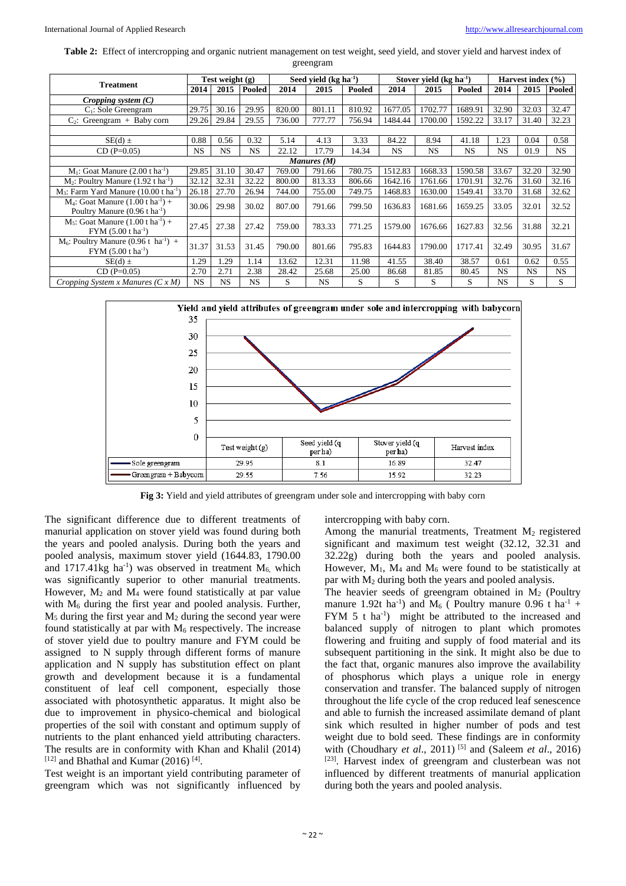**Table 2:** Effect of intercropping and organic nutrient management on test weight, seed yield, and stover yield and harvest index of greengram

| Treatment | Test weight (g) | | | Seed yield (kg $ha^{-1}$) | | | Stover yield (kg $ha^{-1}$) | | | Harvest index (%) | | |
|---|---|---|---|---|---|---|---|---|---|---|---|---|
| | 2014 | 2015 | Pooled | 2014 | 2015 | Pooled | 2014 | 2015 | Pooled | 2014 | 2015 | Pooled |
| ***Cropping system (C)*** | | | | | | | | | | | | |
| $C_1$: Sole Greengram | 29.75 | 30.16 | 29.95 | 820.00 | 801.11 | 810.92 | 1677.05 | 1702.77 | 1689.91 | 32.90 | 32.03 | 32.47 |
| $C_2$: Greengram + Baby corn | 29.26 | 29.84 | 29.55 | 736.00 | 777.77 | 756.94 | 1484.44 | 1700.00 | 1592.22 | 33.17 | 31.40 | 32.23 |
| SE(d) ± | 0.88 | 0.56 | 0.32 | 5.14 | 4.13 | 3.33 | 84.22 | 8.94 | 41.18 | 1.23 | 0.04 | 0.58 |
| CD (P=0.05) | NS | NS | NS | 22.12 | 17.79 | 14.34 | NS | NS | NS | NS | 01.9 | NS |
| ***Manures (M)*** | | | | | | | | | | | | |
| $M_1$: Goat Manure (2.00 t $ha^{-1}$) | 29.85 | 31.10 | 30.47 | 769.00 | 791.66 | 780.75 | 1512.83 | 1668.33 | 1590.58 | 33.67 | 32.20 | 32.90 |
| $M_2$: Poultry Manure (1.92 t $ha^{-1}$) | 32.12 | 32.31 | 32.22 | 800.00 | 813.33 | 806.66 | 1642.16 | 1761.66 | 1701.91 | 32.76 | 31.60 | 32.16 |
| $M_3$: Farm Yard Manure (10.00 t $ha^{-1}$) | 26.18 | 27.70 | 26.94 | 744.00 | 755.00 | 749.75 | 1468.83 | 1630.00 | 1549.41 | 33.70 | 31.68 | 32.62 |
| $M_4$: Goat Manure (1.00 t $ha^{-1}$) + Poultry Manure (0.96 t $ha^{-1}$) | 30.06 | 29.98 | 30.02 | 807.00 | 791.66 | 799.50 | 1636.83 | 1681.66 | 1659.25 | 33.05 | 32.01 | 32.52 |
| $M_5$: Goat Manure (1.00 t $ha^{-1}$) + FYM (5.00 t $ha^{-1}$) | 27.45 | 27.38 | 27.42 | 759.00 | 783.33 | 771.25 | 1579.00 | 1676.66 | 1627.83 | 32.56 | 31.88 | 32.21 |
| $M_6$: Poultry Manure (0.96 t $ha^{-1}$) + FYM (5.00 t $ha^{-1}$) | 31.37 | 31.53 | 31.45 | 790.00 | 801.66 | 795.83 | 1644.83 | 1790.00 | 1717.41 | 32.49 | 30.95 | 31.67 |
| SE(d) ± | 1.29 | 1.29 | 1.14 | 13.62 | 12.31 | 11.98 | 41.55 | 38.40 | 38.57 | 0.61 | 0.62 | 0.55 |
| CD (P=0.05) | 2.70 | 2.71 | 2.38 | 28.42 | 25.68 | 25.00 | 86.68 | 81.85 | 80.45 | NS | NS | NS |
| *Cropping System x Manures (C x M)* | NS | NS | NS | S | NS | S | S | S | S | NS | S | S |

**Yield and yield attributes of greengram under sole and intercropping with babycorn**

| | Test weight (g) | Seed yield (q per ha) | Stover yield (q per ha) | Harvest index |
|---|---|---|---|---|
| Sole greengram | 29.95 | 8.1 | 16.89 | 32.47 |
| Greengram + Babycorn | 29.55 | 7.56 | 15.92 | 32.23 |

**Fig 3:** Yield and yield attributes of greengram under sole and intercropping with baby corn

The significant difference due to different treatments of manurial application on stover yield was found during both the years and pooled analysis. During both the years and pooled analysis, maximum stover yield (1644.83, 1790.00 and 1717.41kg $ha^{-1}$) was observed in treatment $M_6$, which was significantly superior to other manurial treatments. However, $M_2$ and $M_4$ were found statistically at par value with $M_6$ during the first year and pooled analysis. Further, $M_5$ during the first year and $M_2$ during the second year were found statistically at par with $M_6$ respectively. The increase of stover yield due to poultry manure and FYM could be assigned to N supply through different forms of manure application and N supply has substitution effect on plant growth and development because it is a fundamental constituent of leaf cell component, especially those associated with photosynthetic apparatus. It might also be due to improvement in physico-chemical and biological properties of the soil with constant and optimum supply of nutrients to the plant enhanced yield attributing characters. The results are in conformity with Khan and Khalil (2014) [12] and Bhathal and Kumar (2016) [4].

Test weight is an important yield contributing parameter of greengram which was not significantly influenced by intercropping with baby corn.

Among the manurial treatments, Treatment $M_2$ registered significant and maximum test weight (32.12, 32.31 and 32.22g) during both the years and pooled analysis. However, $M_1$, $M_4$ and $M_6$ were found to be statistically at par with $M_2$ during both the years and pooled analysis.

The heavier seeds of greengram obtained in $M_2$ (Poultry manure 1.92t $ha^{-1}$) and $M_6$ ( Poultry manure 0.96 t $ha^{-1}$ + FYM 5 t $ha^{-1}$) might be attributed to the increased and balanced supply of nitrogen to plant which promotes flowering and fruiting and supply of food material and its subsequent partitioning in the sink. It might also be due to the fact that, organic manures also improve the availability of phosphorus which plays a unique role in energy conservation and transfer. The balanced supply of nitrogen throughout the life cycle of the crop reduced leaf senescence and able to furnish the increased assimilate demand of plant sink which resulted in higher number of pods and test weight due to bold seed. These findings are in conformity with (Choudhary *et al*., 2011) [5] and (Saleem *et al*., 2016) [23]. Harvest index of greengram and clusterbean was not influenced by different treatments of manurial application during both the years and pooled analysis.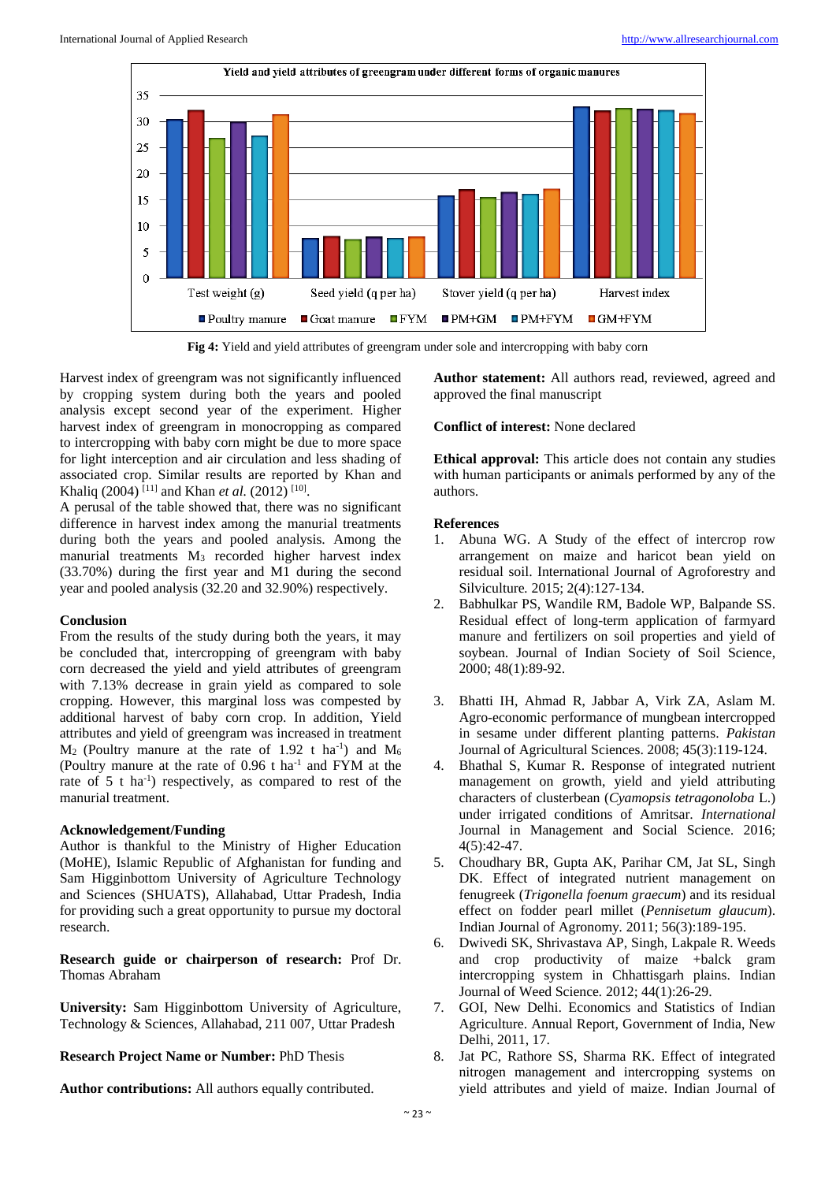**Fig 4:** Yield and yield attributes of greengram under sole and intercropping with baby corn

Harvest index of greengram was not significantly influenced by cropping system during both the years and pooled analysis except second year of the experiment. Higher harvest index of greengram in monocropping as compared to intercropping with baby corn might be due to more space for light interception and air circulation and less shading of associated crop. Similar results are reported by Khan and Khaliq (2004) [11] and Khan *et al.* (2012) [10].

A perusal of the table showed that, there was no significant difference in harvest index among the manurial treatments during both the years and pooled analysis. Among the manurial treatments $M_3$ recorded higher harvest index (33.70%) during the first year and M1 during the second year and pooled analysis (32.20 and 32.90%) respectively.

### Conclusion

From the results of the study during both the years, it may be concluded that, intercropping of greengram with baby corn decreased the yield and yield attributes of greengram with 7.13% decrease in grain yield as compared to sole cropping. However, this marginal loss was compested by additional harvest of baby corn crop. In addition, Yield attributes and yield of greengram was increased in treatment $M_2$ (Poultry manure at the rate of 1.92 t $ha^{-1}$) and $M_6$ (Poultry manure at the rate of 0.96 t $ha^{-1}$ and FYM at the rate of 5 t $ha^{-1}$) respectively, as compared to rest of the manurial treatment.

### Acknowledgement/Funding

Author is thankful to the Ministry of Higher Education (MoHE), Islamic Republic of Afghanistan for funding and Sam Higginbottom University of Agriculture Technology and Sciences (SHUATS), Allahabad, Uttar Pradesh, India for providing such a great opportunity to pursue my doctoral research.

**Research guide or chairperson of research:** Prof Dr. Thomas Abraham

**University:** Sam Higginbottom University of Agriculture, Technology & Sciences, Allahabad, 211 007, Uttar Pradesh

**Research Project Name or Number:** PhD Thesis

**Author contributions:** All authors equally contributed.

**Author statement:** All authors read, reviewed, agreed and approved the final manuscript

**Conflict of interest:** None declared

**Ethical approval:** This article does not contain any studies with human participants or animals performed by any of the authors.

### References

1. Abuna WG. A Study of the effect of intercrop row arrangement on maize and haricot bean yield on residual soil. International Journal of Agroforestry and Silviculture*.* 2015; 2(4):127-134.
2. Babhulkar PS, Wandile RM, Badole WP, Balpande SS. Residual effect of long-term application of farmyard manure and fertilizers on soil properties and yield of soybean. Journal of Indian Society of Soil Science, 2000; 48(1):89-92.
3. Bhatti IH, Ahmad R, Jabbar A, Virk ZA, Aslam M. Agro-economic performance of mungbean intercropped in sesame under different planting patterns. *Pakistan* Journal of Agricultural Sciences. 2008; 45(3):119-124.
4. Bhathal S, Kumar R. Response of integrated nutrient management on growth, yield and yield attributing characters of clusterbean (*Cyamopsis tetragonoloba* L.) under irrigated conditions of Amritsar. *International* Journal in Management and Social Science. 2016; 4(5):42-47.
5. Choudhary BR, Gupta AK, Parihar CM, Jat SL, Singh DK. Effect of integrated nutrient management on fenugreek (*Trigonella foenum graecum*) and its residual effect on fodder pearl millet (*Pennisetum glaucum*). Indian Journal of Agronomy. 2011; 56(3):189-195.
6. Dwivedi SK, Shrivastava AP, Singh, Lakpale R. Weeds and crop productivity of maize +balck gram intercropping system in Chhattisgarh plains. Indian Journal of Weed Science*.* 2012; 44(1):26-29.
7. GOI, New Delhi. Economics and Statistics of Indian Agriculture. Annual Report, Government of India, New Delhi, 2011, 17.
8. Jat PC, Rathore SS, Sharma RK. Effect of integrated nitrogen management and intercropping systems on yield attributes and yield of maize. Indian Journal of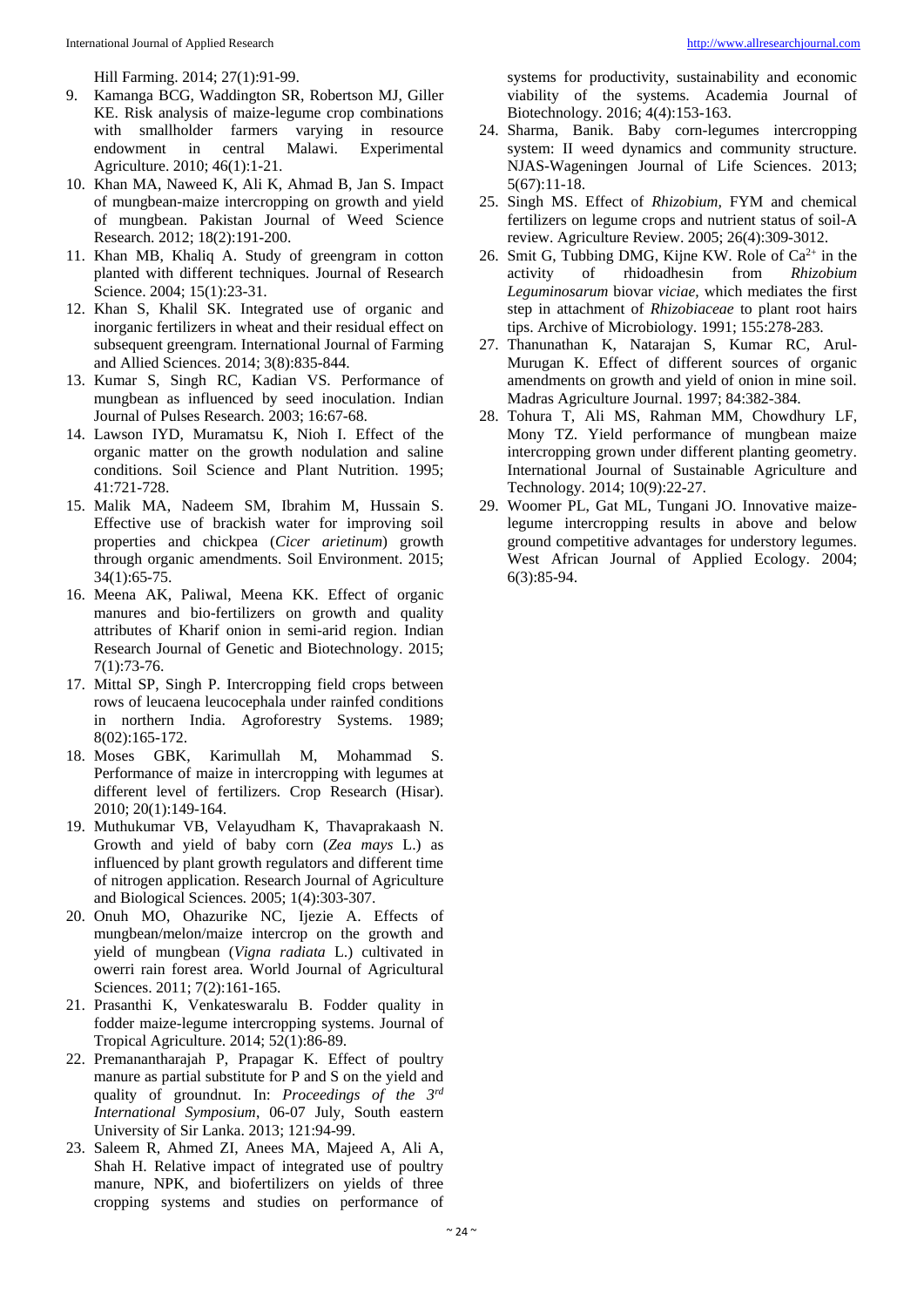Hill Farming. 2014; 27(1):91-99.

9. Kamanga BCG, Waddington SR, Robertson MJ, Giller KE. Risk analysis of maize-legume crop combinations with smallholder farmers varying in resource endowment in central Malawi. Experimental Agriculture. 2010; 46(1):1-21.
10. Khan MA, Naweed K, Ali K, Ahmad B, Jan S. Impact of mungbean-maize intercropping on growth and yield of mungbean. Pakistan Journal of Weed Science Research. 2012; 18(2):191-200.
11. Khan MB, Khaliq A. Study of greengram in cotton planted with different techniques. Journal of Research Science. 2004; 15(1):23-31.
12. Khan S, Khalil SK. Integrated use of organic and inorganic fertilizers in wheat and their residual effect on subsequent greengram. International Journal of Farming and Allied Sciences. 2014; 3(8):835-844.
13. Kumar S, Singh RC, Kadian VS. Performance of mungbean as influenced by seed inoculation. Indian Journal of Pulses Research. 2003; 16:67-68.
14. Lawson IYD, Muramatsu K, Nioh I. Effect of the organic matter on the growth nodulation and saline conditions. Soil Science and Plant Nutrition. 1995; 41:721-728.
15. Malik MA, Nadeem SM, Ibrahim M, Hussain S. Effective use of brackish water for improving soil properties and chickpea (*Cicer arietinum*) growth through organic amendments. Soil Environment. 2015; 34(1):65-75.
16. Meena AK, Paliwal, Meena KK. Effect of organic manures and bio-fertilizers on growth and quality attributes of Kharif onion in semi-arid region. Indian Research Journal of Genetic and Biotechnology. 2015; 7(1):73-76.
17. Mittal SP, Singh P. Intercropping field crops between rows of leucaena leucocephala under rainfed conditions in northern India. Agroforestry Systems. 1989; 8(02):165-172.
18. Moses GBK, Karimullah M, Mohammad S. Performance of maize in intercropping with legumes at different level of fertilizers. Crop Research (Hisar). 2010; 20(1):149-164.
19. Muthukumar VB, Velayudham K, Thavaprakaash N. Growth and yield of baby corn (*Zea mays* L.) as influenced by plant growth regulators and different time of nitrogen application. Research Journal of Agriculture and Biological Sciences. 2005; 1(4):303-307.
20. Onuh MO, Ohazurike NC, Ijezie A. Effects of mungbean/melon/maize intercrop on the growth and yield of mungbean (*Vigna radiata* L.) cultivated in owerri rain forest area. World Journal of Agricultural Sciences. 2011; 7(2):161-165.
21. Prasanthi K, Venkateswaralu B. Fodder quality in fodder maize-legume intercropping systems. Journal of Tropical Agriculture. 2014; 52(1):86-89.
22. Premanantharajah P, Prapagar K. Effect of poultry manure as partial substitute for P and S on the yield and quality of groundnut. In: *Proceedings of the 3rd International Symposium*, 06-07 July, South eastern University of Sir Lanka. 2013; 121:94-99.
23. Saleem R, Ahmed ZI, Anees MA, Majeed A, Ali A, Shah H. Relative impact of integrated use of poultry manure, NPK, and biofertilizers on yields of three cropping systems and studies on performance of systems for productivity, sustainability and economic viability of the systems. Academia Journal of Biotechnology. 2016; 4(4):153-163.
24. Sharma, Banik. Baby corn-legumes intercropping system: II weed dynamics and community structure. NJAS-Wageningen Journal of Life Sciences. 2013; 5(67):11-18.
25. Singh MS. Effect of *Rhizobium*, FYM and chemical fertilizers on legume crops and nutrient status of soil-A review. Agriculture Review. 2005; 26(4):309-3012.
26. Smit G, Tubbing DMG, Kijne KW. Role of $Ca^{2+}$ in the activity of rhidoadhesin from *Rhizobium Leguminosarum* biovar *viciae*, which mediates the first step in attachment of *Rhizobiaceae* to plant root hairs tips. Archive of Microbiology. 1991; 155:278-283.
27. Thanunathan K, Natarajan S, Kumar RC, Arul-Murugan K. Effect of different sources of organic amendments on growth and yield of onion in mine soil. Madras Agriculture Journal. 1997; 84:382-384.
28. Tohura T, Ali MS, Rahman MM, Chowdhury LF, Mony TZ. Yield performance of mungbean maize intercropping grown under different planting geometry. International Journal of Sustainable Agriculture and Technology. 2014; 10(9):22-27.
29. Woomer PL, Gat ML, Tungani JO. Innovative maize-legume intercropping results in above and below ground competitive advantages for understory legumes. West African Journal of Applied Ecology. 2004; 6(3):85-94.